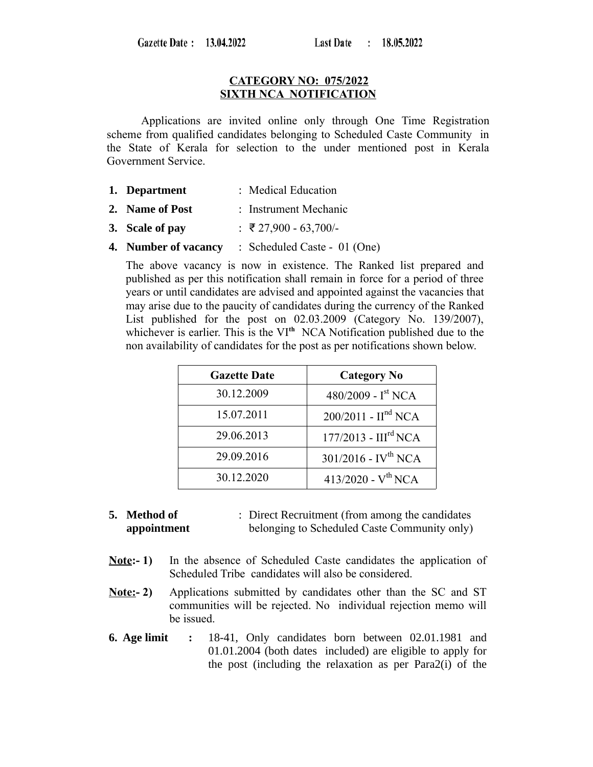Gazette Date : 13.04.2022 Last Date : 18.05.2022

## CATEGORY NO: 075/2022
## SIXTH NCA NOTIFICATION

Applications are invited online only through One Time Registration scheme from qualified candidates belonging to Scheduled Caste Community in the State of Kerala for selection to the under mentioned post in Kerala Government Service.

1. **Department** : Medical Education
2. **Name of Post** : Instrument Mechanic
3. **Scale of pay** : ₹ 27,900 - 63,700/-
4. **Number of vacancy** : Scheduled Caste - 01 (One)

   The above vacancy is now in existence. The Ranked list prepared and published as per this notification shall remain in force for a period of three years or until candidates are advised and appointed against the vacancies that may arise due to the paucity of candidates during the currency of the Ranked List published for the post on 02.03.2009 (Category No. 139/2007), whichever is earlier. This is the VI[th] NCA Notification published due to the non availability of candidates for the post as per notifications shown below.

| Gazette Date | Category No |
|---|---|
| 30.12.2009 | 480/2009 - I[st] NCA |
| 15.07.2011 | 200/2011 - II[nd] NCA |
| 29.06.2013 | 177/2013 - III[rd] NCA |
| 29.09.2016 | 301/2016 - IV[th] NCA |
| 30.12.2020 | 413/2020 - V[th] NCA |

5. **Method of appointment** : Direct Recruitment (from among the candidates belonging to Scheduled Caste Community only)

**Note:- 1)** In the absence of Scheduled Caste candidates the application of Scheduled Tribe candidates will also be considered.

**Note:- 2)** Applications submitted by candidates other than the SC and ST communities will be rejected. No individual rejection memo will be issued.

6. **Age limit :** 18-41, Only candidates born between 02.01.1981 and 01.01.2004 (both dates included) are eligible to apply for the post (including the relaxation as per Para2(i) of the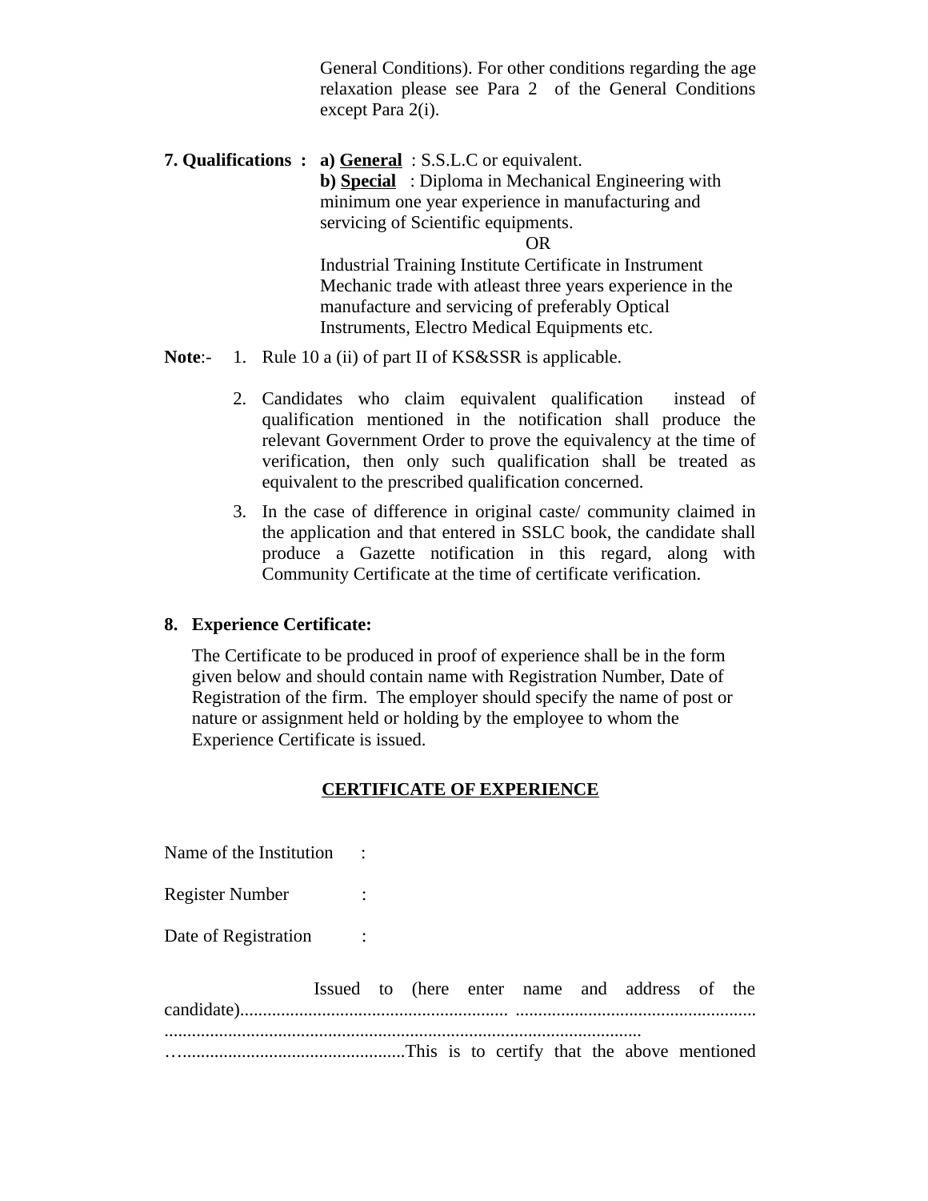General Conditions). For other conditions regarding the age relaxation please see Para 2 of the General Conditions except Para 2(i).

**7. Qualifications :** **a) General** : S.S.L.C or equivalent.

**b) Special** : Diploma in Mechanical Engineering with minimum one year experience in manufacturing and servicing of Scientific equipments.

OR

Industrial Training Institute Certificate in Instrument Mechanic trade with atleast three years experience in the manufacture and servicing of preferably Optical Instruments, Electro Medical Equipments etc.

**Note**:-

1. Rule 10 a (ii) of part II of KS&SSR is applicable.
2. Candidates who claim equivalent qualification instead of qualification mentioned in the notification shall produce the relevant Government Order to prove the equivalency at the time of verification, then only such qualification shall be treated as equivalent to the prescribed qualification concerned.
3. In the case of difference in original caste/ community claimed in the application and that entered in SSLC book, the candidate shall produce a Gazette notification in this regard, along with Community Certificate at the time of certificate verification.

**8. Experience Certificate:**

The Certificate to be produced in proof of experience shall be in the form given below and should contain name with Registration Number, Date of Registration of the firm. The employer should specify the name of post or nature or assignment held or holding by the employee to whom the Experience Certificate is issued.

**CERTIFICATE OF EXPERIENCE**

Name of the Institution :

Register Number :

Date of Registration :

Issued to (here enter name and address of the candidate).......................................................... .................................................... ........................................................................................................ …...............................................This is to certify that the above mentioned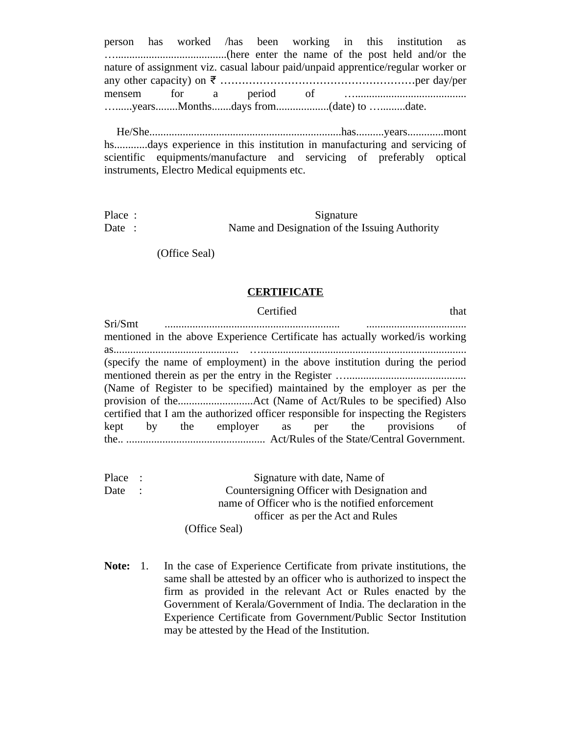person has worked /has been working in this institution as …......................................(here enter the name of the post held and/or the nature of assignment viz. casual labour paid/unpaid apprentice/regular worker or any other capacity) on ₹ ………………………………………………per day/per mensem for a period of …....................................... …......years........Months.......days from...................(date) to …..........date.

He/She....................................................................has..........years.............months............days experience in this institution in manufacturing and servicing of scientific equipments/manufacture and servicing of preferably optical instruments, Electro Medical equipments etc.

Place :
Date :

Signature
Name and Designation of the Issuing Authority

(Office Seal)

**CERTIFICATE**

Certified that Sri/Smt .............................................................. ................................... mentioned in the above Experience Certificate has actually worked/is working as............................................ …......................................................................... (specify the name of employment) in the above institution during the period mentioned therein as per the entry in the Register …........................................... (Name of Register to be specified) maintained by the employer as per the provision of the...........................Act (Name of Act/Rules to be specified) Also certified that I am the authorized officer responsible for inspecting the Registers kept by the employer as per the provisions of the.. .................................................. Act/Rules of the State/Central Government.

Place :
Date :

Signature with date, Name of
Countersigning Officer with Designation and
name of Officer who is the notified enforcement
officer as per the Act and Rules

(Office Seal)

**Note:** 1. In the case of Experience Certificate from private institutions, the same shall be attested by an officer who is authorized to inspect the firm as provided in the relevant Act or Rules enacted by the Government of Kerala/Government of India. The declaration in the Experience Certificate from Government/Public Sector Institution may be attested by the Head of the Institution.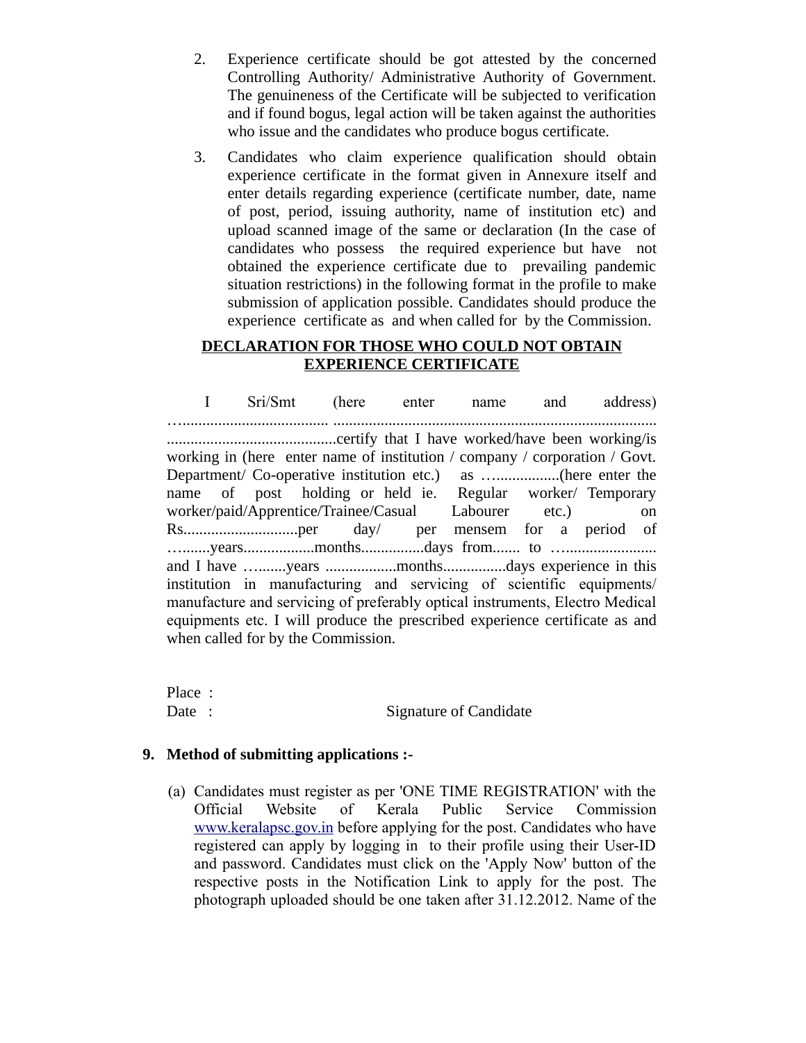2. Experience certificate should be got attested by the concerned Controlling Authority/ Administrative Authority of Government. The genuineness of the Certificate will be subjected to verification and if found bogus, legal action will be taken against the authorities who issue and the candidates who produce bogus certificate.

3. Candidates who claim experience qualification should obtain experience certificate in the format given in Annexure itself and enter details regarding experience (certificate number, date, name of post, period, issuing authority, name of institution etc) and upload scanned image of the same or declaration (In the case of candidates who possess the required experience but have not obtained the experience certificate due to prevailing pandemic situation restrictions) in the following format in the profile to make submission of application possible. Candidates should produce the experience certificate as and when called for by the Commission.

**<u>DECLARATION FOR THOSE WHO COULD NOT OBTAIN EXPERIENCE CERTIFICATE</u>**

I Sri/Smt (here enter name and address) …................................... ................................................................................. ..........................................certify that I have worked/have been working/is working in (here enter name of institution / company / corporation / Govt. Department/ Co-operative institution etc.) as …...............(here enter the name of post holding or held ie. Regular worker/ Temporary worker/paid/Apprentice/Trainee/Casual Labourer etc.) on Rs............................per day/ per mensem for a period of …......years.................months................days from....... to …...................... and I have …......years .................months................days experience in this institution in manufacturing and servicing of scientific equipments/ manufacture and servicing of preferably optical instruments, Electro Medical equipments etc. I will produce the prescribed experience certificate as and when called for by the Commission.

Place :

Date : Signature of Candidate

**9. Method of submitting applications :-**

(a) Candidates must register as per 'ONE TIME REGISTRATION' with the Official Website of Kerala Public Service Commission www.keralapsc.gov.in before applying for the post. Candidates who have registered can apply by logging in to their profile using their User-ID and password. Candidates must click on the 'Apply Now' button of the respective posts in the Notification Link to apply for the post. The photograph uploaded should be one taken after 31.12.2012. Name of the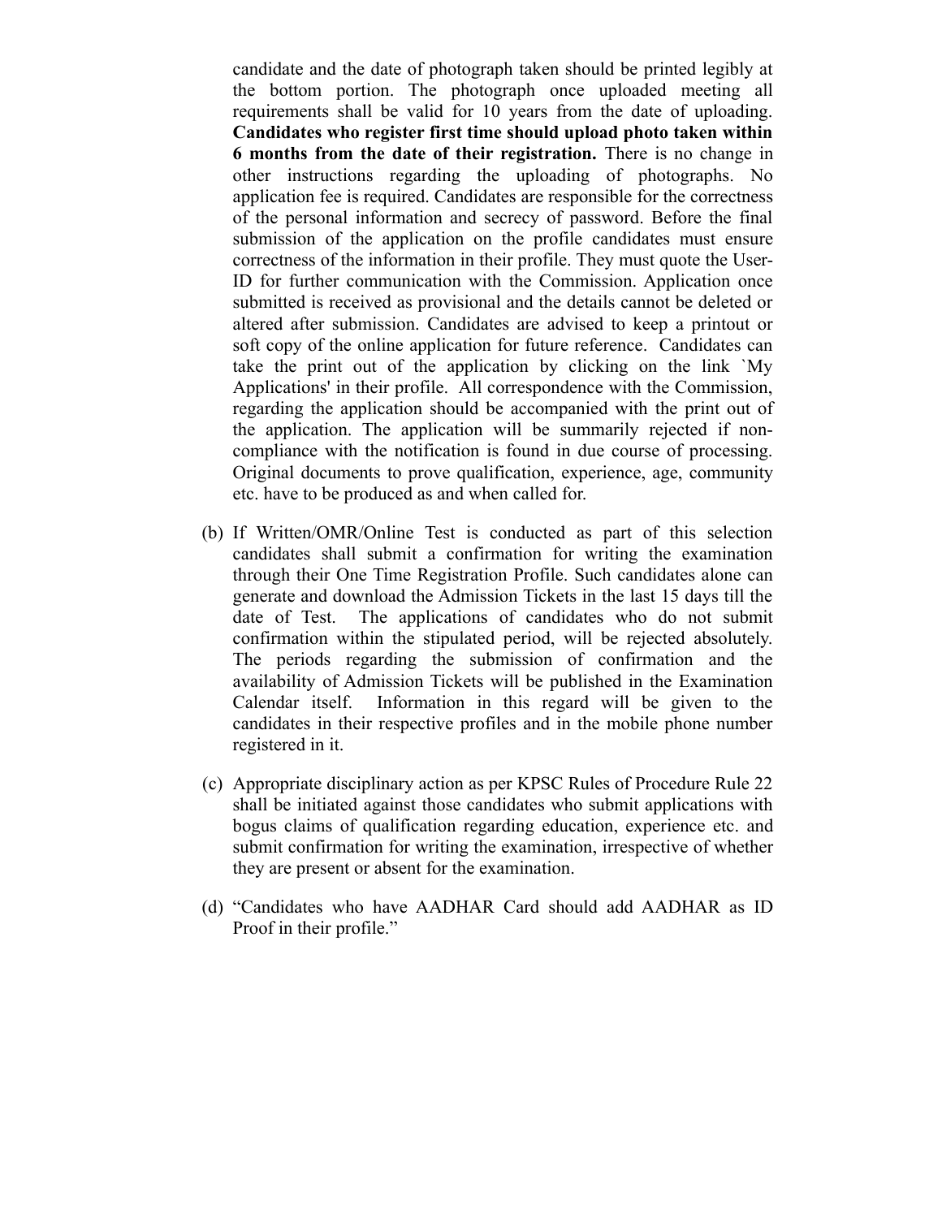candidate and the date of photograph taken should be printed legibly at the bottom portion. The photograph once uploaded meeting all requirements shall be valid for 10 years from the date of uploading. **Candidates who register first time should upload photo taken within 6 months from the date of their registration.** There is no change in other instructions regarding the uploading of photographs. No application fee is required. Candidates are responsible for the correctness of the personal information and secrecy of password. Before the final submission of the application on the profile candidates must ensure correctness of the information in their profile. They must quote the User-ID for further communication with the Commission. Application once submitted is received as provisional and the details cannot be deleted or altered after submission. Candidates are advised to keep a printout or soft copy of the online application for future reference. Candidates can take the print out of the application by clicking on the link `My Applications' in their profile. All correspondence with the Commission, regarding the application should be accompanied with the print out of the application. The application will be summarily rejected if non-compliance with the notification is found in due course of processing. Original documents to prove qualification, experience, age, community etc. have to be produced as and when called for.

(b) If Written/OMR/Online Test is conducted as part of this selection candidates shall submit a confirmation for writing the examination through their One Time Registration Profile. Such candidates alone can generate and download the Admission Tickets in the last 15 days till the date of Test. The applications of candidates who do not submit confirmation within the stipulated period, will be rejected absolutely. The periods regarding the submission of confirmation and the availability of Admission Tickets will be published in the Examination Calendar itself. Information in this regard will be given to the candidates in their respective profiles and in the mobile phone number registered in it.

(c) Appropriate disciplinary action as per KPSC Rules of Procedure Rule 22 shall be initiated against those candidates who submit applications with bogus claims of qualification regarding education, experience etc. and submit confirmation for writing the examination, irrespective of whether they are present or absent for the examination.

(d) "Candidates who have AADHAR Card should add AADHAR as ID Proof in their profile."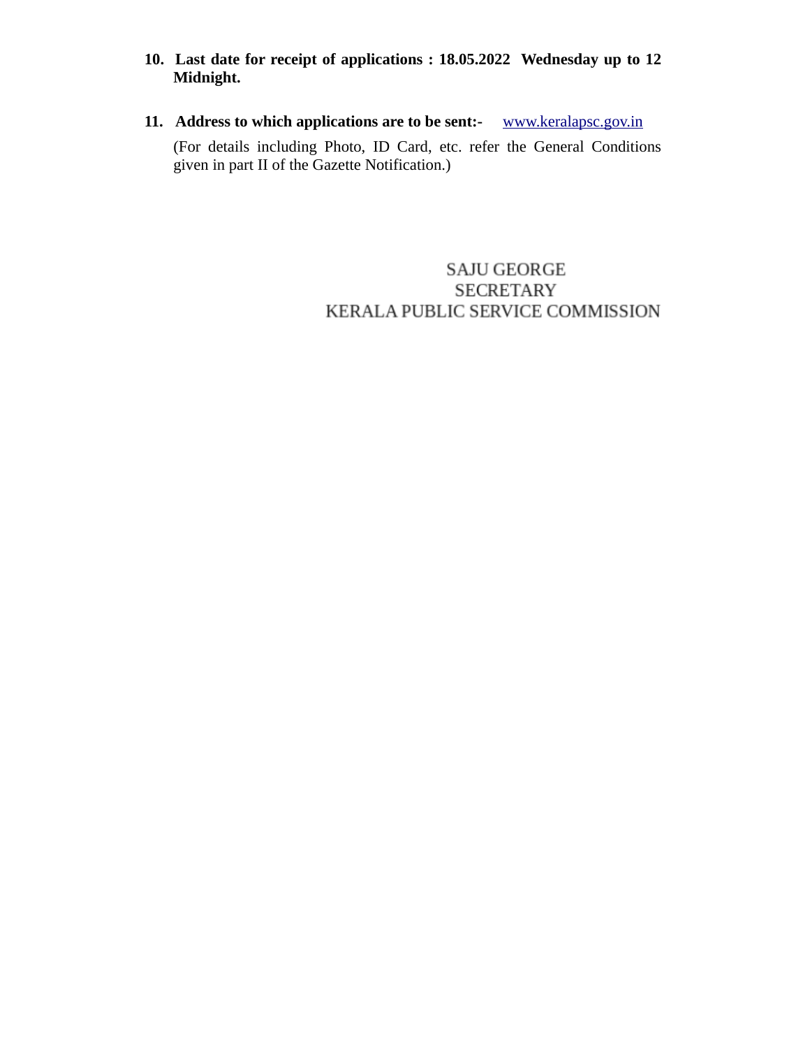**10. Last date for receipt of applications : 18.05.2022 Wednesday up to 12 Midnight.**

**11. Address to which applications are to be sent:-** www.keralapsc.gov.in

(For details including Photo, ID Card, etc. refer the General Conditions given in part II of the Gazette Notification.)

SAJU GEORGE
SECRETARY
KERALA PUBLIC SERVICE COMMISSION